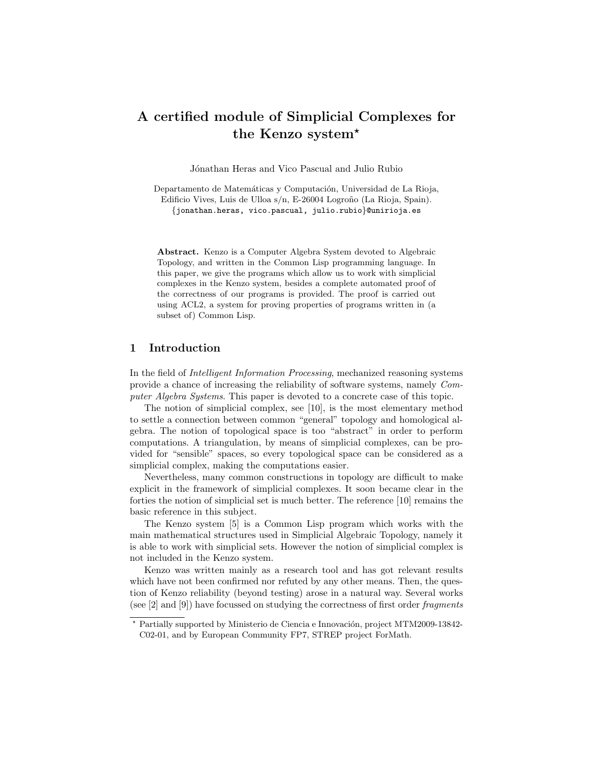# A certified module of Simplicial Complexes for the Kenzo system*

Jónathan Heras and Vico Pascual and Julio Rubio

Departamento de Matemáticas y Computación, Universidad de La Rioja, Edificio Vives, Luis de Ulloa s/n, E-26004 Logroño (La Rioja, Spain).
{jonathan.heras, vico.pascual, julio.rubio}@unirioja.es

**Abstract.** Kenzo is a Computer Algebra System devoted to Algebraic Topology, and written in the Common Lisp programming language. In this paper, we give the programs which allow us to work with simplicial complexes in the Kenzo system, besides a complete automated proof of the correctness of our programs is provided. The proof is carried out using ACL2, a system for proving properties of programs written in (a subset of) Common Lisp.

## 1 Introduction

In the field of *Intelligent Information Processing*, mechanized reasoning systems provide a chance of increasing the reliability of software systems, namely *Computer Algebra Systems*. This paper is devoted to a concrete case of this topic.

The notion of simplicial complex, see [10], is the most elementary method to settle a connection between common "general" topology and homological algebra. The notion of topological space is too "abstract" in order to perform computations. A triangulation, by means of simplicial complexes, can be provided for "sensible" spaces, so every topological space can be considered as a simplicial complex, making the computations easier.

Nevertheless, many common constructions in topology are difficult to make explicit in the framework of simplicial complexes. It soon became clear in the forties the notion of simplicial set is much better. The reference [10] remains the basic reference in this subject.

The Kenzo system [5] is a Common Lisp program which works with the main mathematical structures used in Simplicial Algebraic Topology, namely it is able to work with simplicial sets. However the notion of simplicial complex is not included in the Kenzo system.

Kenzo was written mainly as a research tool and has got relevant results which have not been confirmed nor refuted by any other means. Then, the question of Kenzo reliability (beyond testing) arose in a natural way. Several works (see [2] and [9]) have focussed on studying the correctness of first order *fragments*

* Partially supported by Ministerio de Ciencia e Innovación, project MTM2009-13842-C02-01, and by European Community FP7, STREP project ForMath.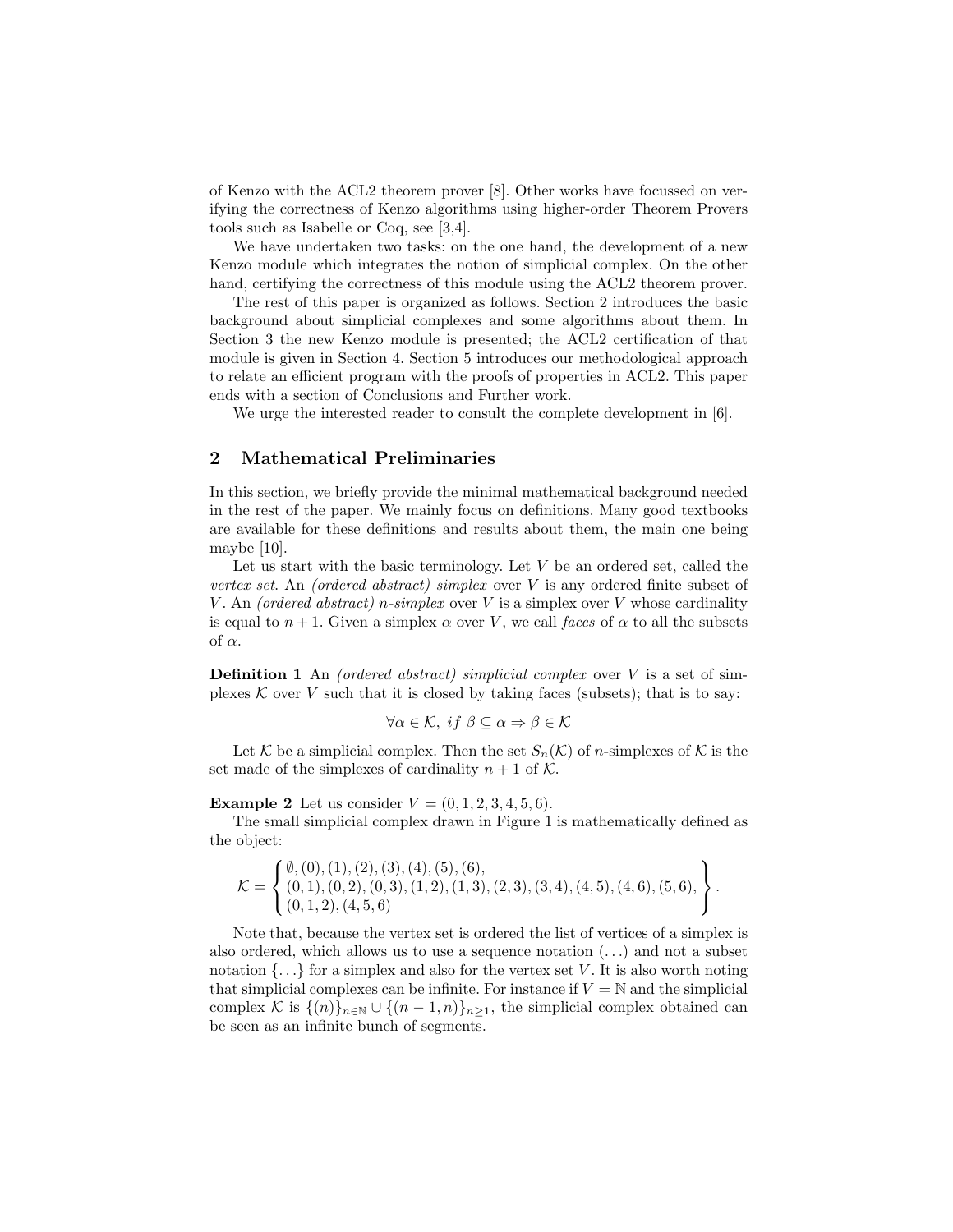of Kenzo with the ACL2 theorem prover [8]. Other works have focussed on verifying the correctness of Kenzo algorithms using higher-order Theorem Provers tools such as Isabelle or Coq, see [3,4].

We have undertaken two tasks: on the one hand, the development of a new Kenzo module which integrates the notion of simplicial complex. On the other hand, certifying the correctness of this module using the ACL2 theorem prover.

The rest of this paper is organized as follows. Section 2 introduces the basic background about simplicial complexes and some algorithms about them. In Section 3 the new Kenzo module is presented; the ACL2 certification of that module is given in Section 4. Section 5 introduces our methodological approach to relate an efficient program with the proofs of properties in ACL2. This paper ends with a section of Conclusions and Further work.

We urge the interested reader to consult the complete development in [6].

## 2 Mathematical Preliminaries

In this section, we briefly provide the minimal mathematical background needed in the rest of the paper. We mainly focus on definitions. Many good textbooks are available for these definitions and results about them, the main one being maybe [10].

Let us start with the basic terminology. Let $V$ be an ordered set, called the *vertex set*. An *(ordered abstract) simplex* over $V$ is any ordered finite subset of $V$. An *(ordered abstract) n-simplex* over $V$ is a simplex over $V$ whose cardinality is equal to $n+1$. Given a simplex $\alpha$ over $V$, we call *faces* of $\alpha$ to all the subsets of $\alpha$.

**Definition 1** An *(ordered abstract) simplicial complex* over $V$ is a set of simplexes $\mathcal{K}$ over $V$ such that it is closed by taking faces (subsets); that is to say:

$$\forall \alpha \in \mathcal{K},\ if\ \beta \subseteq \alpha \Rightarrow \beta \in \mathcal{K}$$

Let $\mathcal{K}$ be a simplicial complex. Then the set $S_n(\mathcal{K})$ of $n$-simplexes of $\mathcal{K}$ is the set made of the simplexes of cardinality $n+1$ of $\mathcal{K}$.

**Example 2** Let us consider $V = (0, 1, 2, 3, 4, 5, 6)$.

The small simplicial complex drawn in Figure 1 is mathematically defined as the object:

$$\mathcal{K} = \left\{ \begin{array}{l} \emptyset, (0), (1), (2), (3), (4), (5), (6), \\ (0,1), (0,2), (0,3), (1,2), (1,3), (2,3), (3,4), (4,5), (4,6), (5,6), \\ (0,1,2), (4,5,6) \end{array} \right\}.$$

Note that, because the vertex set is ordered the list of vertices of a simplex is also ordered, which allows us to use a sequence notation $(\ldots)$ and not a subset notation $\{\ldots\}$ for a simplex and also for the vertex set $V$. It is also worth noting that simplicial complexes can be infinite. For instance if $V = \mathbb{N}$ and the simplicial complex $\mathcal{K}$ is $\{(n)\}_{n\in\mathbb{N}} \cup \{(n-1, n)\}_{n\geq 1}$, the simplicial complex obtained can be seen as an infinite bunch of segments.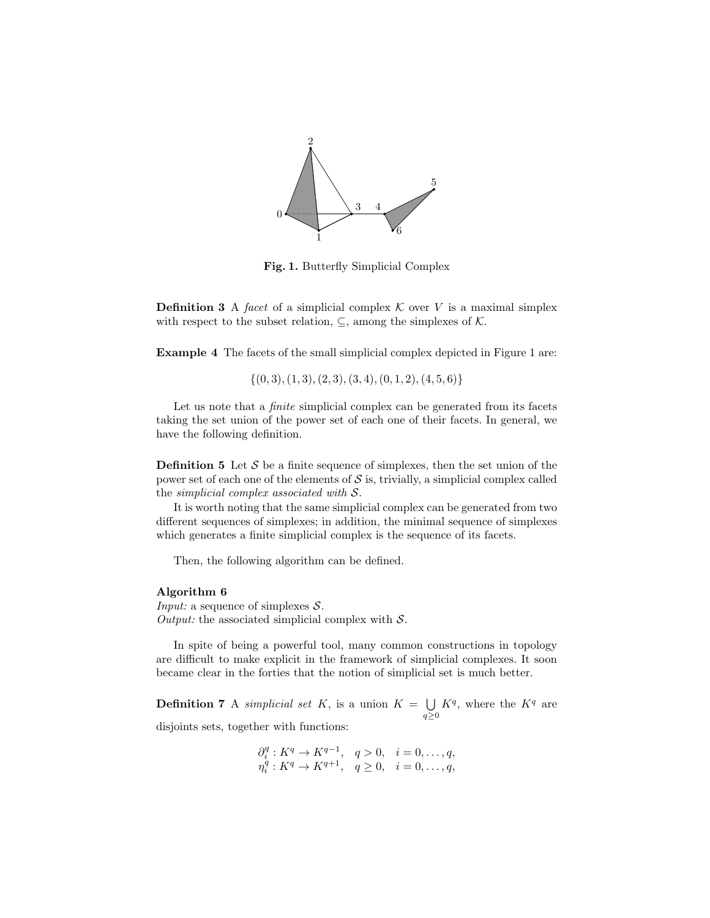Fig. 1. Butterfly Simplicial Complex

**Definition 3** A *facet* of a simplicial complex $\mathcal{K}$ over $V$ is a maximal simplex with respect to the subset relation, $\subseteq$, among the simplexes of $\mathcal{K}$.

**Example 4** The facets of the small simplicial complex depicted in Figure 1 are:

$$\{(0,3),(1,3),(2,3),(3,4),(0,1,2),(4,5,6)\}$$

Let us note that a *finite* simplicial complex can be generated from its facets taking the set union of the power set of each one of their facets. In general, we have the following definition.

**Definition 5** Let $\mathcal{S}$ be a finite sequence of simplexes, then the set union of the power set of each one of the elements of $\mathcal{S}$ is, trivially, a simplicial complex called the *simplicial complex associated with* $\mathcal{S}$.

It is worth noting that the same simplicial complex can be generated from two different sequences of simplexes; in addition, the minimal sequence of simplexes which generates a finite simplicial complex is the sequence of its facets.

Then, the following algorithm can be defined.

**Algorithm 6**
*Input:* a sequence of simplexes $\mathcal{S}$.
*Output:* the associated simplicial complex with $\mathcal{S}$.

In spite of being a powerful tool, many common constructions in topology are difficult to make explicit in the framework of simplicial complexes. It soon became clear in the forties that the notion of simplicial set is much better.

**Definition 7** A *simplicial set* $K$, is a union $K = \bigcup_{q \geq 0} K^q$, where the $K^q$ are disjoints sets, together with functions:

$$\begin{array}{ll} \partial_i^q : K^q \to K^{q-1}, & q > 0, \quad i = 0, \ldots, q, \\ \eta_i^q : K^q \to K^{q+1}, & q \geq 0, \quad i = 0, \ldots, q, \end{array}$$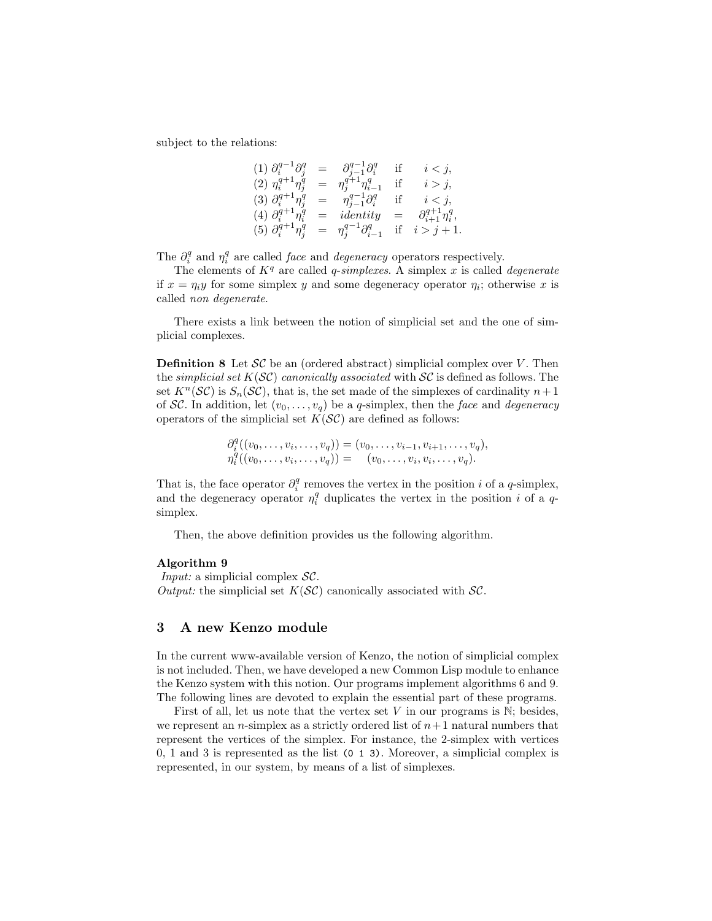subject to the relations:

$$
\begin{array}{lcll}
(1)\ \partial_i^{q-1}\partial_j^q & = & \partial_{j-1}^{q-1}\partial_i^q & \text{if} \quad i < j, \\
(2)\ \eta_i^{q+1}\eta_j^q & = & \eta_j^{q+1}\eta_{i-1}^q & \text{if} \quad i > j, \\
(3)\ \partial_i^{q+1}\eta_j^q & = & \eta_{j-1}^{q-1}\partial_i^q & \text{if} \quad i < j, \\
(4)\ \partial_i^{q+1}\eta_i^q & = & identity & = \quad \partial_{i+1}^{q+1}\eta_i^q, \\
(5)\ \partial_i^{q+1}\eta_j^q & = & \eta_j^{q-1}\partial_{i-1}^q & \text{if} \quad i > j+1.
\end{array}
$$

The $\partial_i^q$ and $\eta_i^q$ are called *face* and *degeneracy* operators respectively.

The elements of $K^q$ are called *q-simplexes*. A simplex $x$ is called *degenerate* if $x = \eta_i y$ for some simplex $y$ and some degeneracy operator $\eta_i$; otherwise $x$ is called *non degenerate*.

There exists a link between the notion of simplicial set and the one of simplicial complexes.

**Definition 8** Let $\mathcal{SC}$ be an (ordered abstract) simplicial complex over $V$. Then the *simplicial set* $K(\mathcal{SC})$ *canonically associated* with $\mathcal{SC}$ is defined as follows. The set $K^n(\mathcal{SC})$ is $S_n(\mathcal{SC})$, that is, the set made of the simplexes of cardinality $n+1$ of $\mathcal{SC}$. In addition, let $(v_0, \ldots, v_q)$ be a $q$-simplex, then the *face* and *degeneracy* operators of the simplicial set $K(\mathcal{SC})$ are defined as follows:

$$
\begin{array}{l}
\partial_i^q((v_0, \ldots, v_i, \ldots, v_q)) = (v_0, \ldots, v_{i-1}, v_{i+1}, \ldots, v_q), \\
\eta_i^q((v_0, \ldots, v_i, \ldots, v_q)) = \quad (v_0, \ldots, v_i, v_i, \ldots, v_q).
\end{array}
$$

That is, the face operator $\partial_i^q$ removes the vertex in the position $i$ of a $q$-simplex, and the degeneracy operator $\eta_i^q$ duplicates the vertex in the position $i$ of a $q$-simplex.

Then, the above definition provides us the following algorithm.

**Algorithm 9**
*Input:* a simplicial complex $\mathcal{SC}$.
*Output:* the simplicial set $K(\mathcal{SC})$ canonically associated with $\mathcal{SC}$.

## 3 A new Kenzo module

In the current www-available version of Kenzo, the notion of simplicial complex is not included. Then, we have developed a new Common Lisp module to enhance the Kenzo system with this notion. Our programs implement algorithms 6 and 9. The following lines are devoted to explain the essential part of these programs.

First of all, let us note that the vertex set $V$ in our programs is $\mathbb{N}$; besides, we represent an $n$-simplex as a strictly ordered list of $n+1$ natural numbers that represent the vertices of the simplex. For instance, the 2-simplex with vertices 0, 1 and 3 is represented as the list `(0 1 3)`. Moreover, a simplicial complex is represented, in our system, by means of a list of simplexes.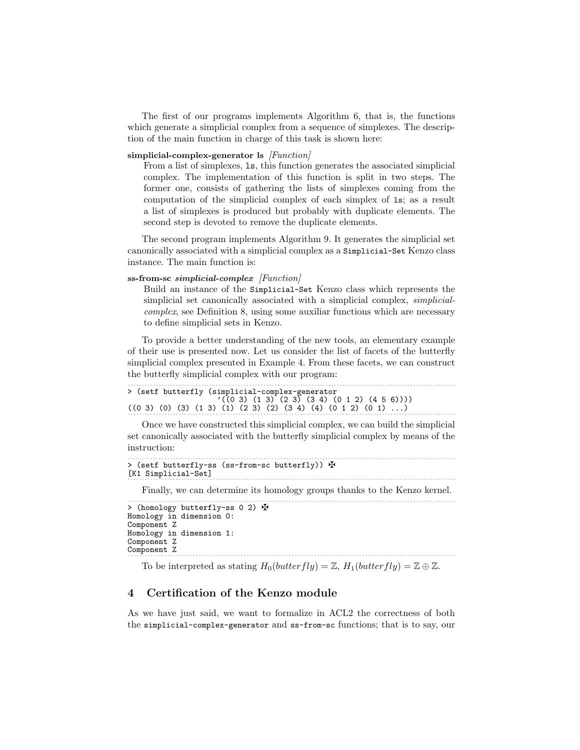The first of our programs implements Algorithm 6, that is, the functions which generate a simplicial complex from a sequence of simplexes. The description of the main function in charge of this task is shown here:

**simplicial-complex-generator ls** *[Function]*

From a list of simplexes, `ls`, this function generates the associated simplicial complex. The implementation of this function is split in two steps. The former one, consists of gathering the lists of simplexes coming from the computation of the simplicial complex of each simplex of `ls`; as a result a list of simplexes is produced but probably with duplicate elements. The second step is devoted to remove the duplicate elements.

The second program implements Algorithm 9. It generates the simplicial set canonically associated with a simplicial complex as a `Simplicial-Set` Kenzo class instance. The main function is:

**ss-from-sc** ***simplicial-complex*** *[Function]*

Build an instance of the `Simplicial-Set` Kenzo class which represents the simplicial set canonically associated with a simplicial complex, *simplicial-complex*, see Definition 8, using some auxiliar functions which are necessary to define simplicial sets in Kenzo.

To provide a better understanding of the new tools, an elementary example of their use is presented now. Let us consider the list of facets of the butterfly simplicial complex presented in Example 4. From these facets, we can construct the butterfly simplicial complex with our program:

```
> (setf butterfly (simplicial-complex-generator
                   '((0 3) (1 3) (2 3) (3 4) (0 1 2) (4 5 6))))
((0 3) (0) (3) (1 3) (1) (2 3) (2) (3 4) (4) (0 1 2) (0 1) ...)
```

Once we have constructed this simplicial complex, we can build the simplicial set canonically associated with the butterfly simplicial complex by means of the instruction:

```
> (setf butterfly-ss (ss-from-sc butterfly)) ✠
[K1 Simplicial-Set]
```

Finally, we can determine its homology groups thanks to the Kenzo kernel.

```
> (homology butterfly-ss 0 2) ✠
Homology in dimension 0:
Component Z
Homology in dimension 1:
Component Z
Component Z
```

To be interpreted as stating $H_0(butterfly) = \mathbb{Z}$, $H_1(butterfly) = \mathbb{Z} \oplus \mathbb{Z}$.

## 4 Certification of the Kenzo module

As we have just said, we want to formalize in ACL2 the correctness of both the `simplicial-complex-generator` and `ss-from-sc` functions; that is to say, our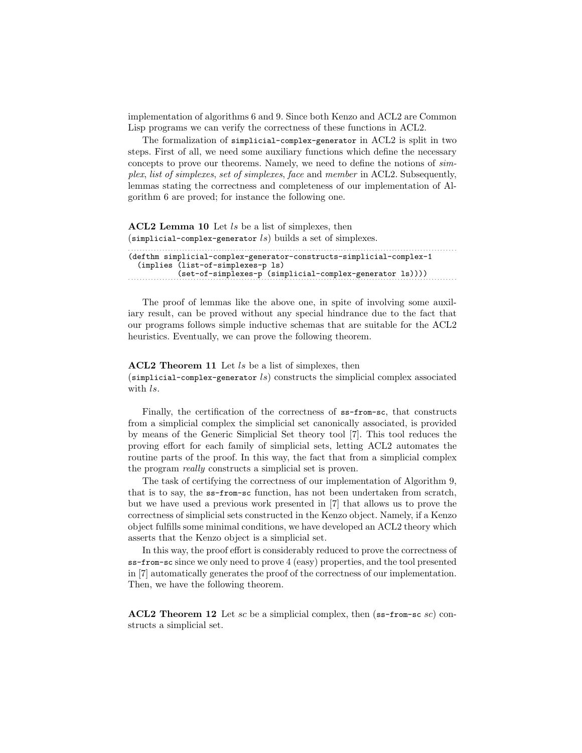implementation of algorithms 6 and 9. Since both Kenzo and ACL2 are Common Lisp programs we can verify the correctness of these functions in ACL2.

The formalization of `simplicial-complex-generator` in ACL2 is split in two steps. First of all, we need some auxiliary functions which define the necessary concepts to prove our theorems. Namely, we need to define the notions of *simplex*, *list of simplexes*, *set of simplexes*, *face* and *member* in ACL2. Subsequently, lemmas stating the correctness and completeness of our implementation of Algorithm 6 are proved; for instance the following one.

**ACL2 Lemma 10** Let *ls* be a list of simplexes, then (`simplicial-complex-generator` *ls*) builds a set of simplexes.

```
(defthm simplicial-complex-generator-constructs-simplicial-complex-1
  (implies (list-of-simplexes-p ls)
           (set-of-simplexes-p (simplicial-complex-generator ls))))
```

The proof of lemmas like the above one, in spite of involving some auxiliary result, can be proved without any special hindrance due to the fact that our programs follows simple inductive schemas that are suitable for the ACL2 heuristics. Eventually, we can prove the following theorem.

**ACL2 Theorem 11** Let *ls* be a list of simplexes, then (`simplicial-complex-generator` *ls*) constructs the simplicial complex associated with *ls*.

Finally, the certification of the correctness of `ss-from-sc`, that constructs from a simplicial complex the simplicial set canonically associated, is provided by means of the Generic Simplicial Set theory tool [7]. This tool reduces the proving effort for each family of simplicial sets, letting ACL2 automates the routine parts of the proof. In this way, the fact that from a simplicial complex the program *really* constructs a simplicial set is proven.

The task of certifying the correctness of our implementation of Algorithm 9, that is to say, the `ss-from-sc` function, has not been undertaken from scratch, but we have used a previous work presented in [7] that allows us to prove the correctness of simplicial sets constructed in the Kenzo object. Namely, if a Kenzo object fulfills some minimal conditions, we have developed an ACL2 theory which asserts that the Kenzo object is a simplicial set.

In this way, the proof effort is considerably reduced to prove the correctness of `ss-from-sc` since we only need to prove 4 (easy) properties, and the tool presented in [7] automatically generates the proof of the correctness of our implementation. Then, we have the following theorem.

**ACL2 Theorem 12** Let *sc* be a simplicial complex, then (`ss-from-sc` *sc*) constructs a simplicial set.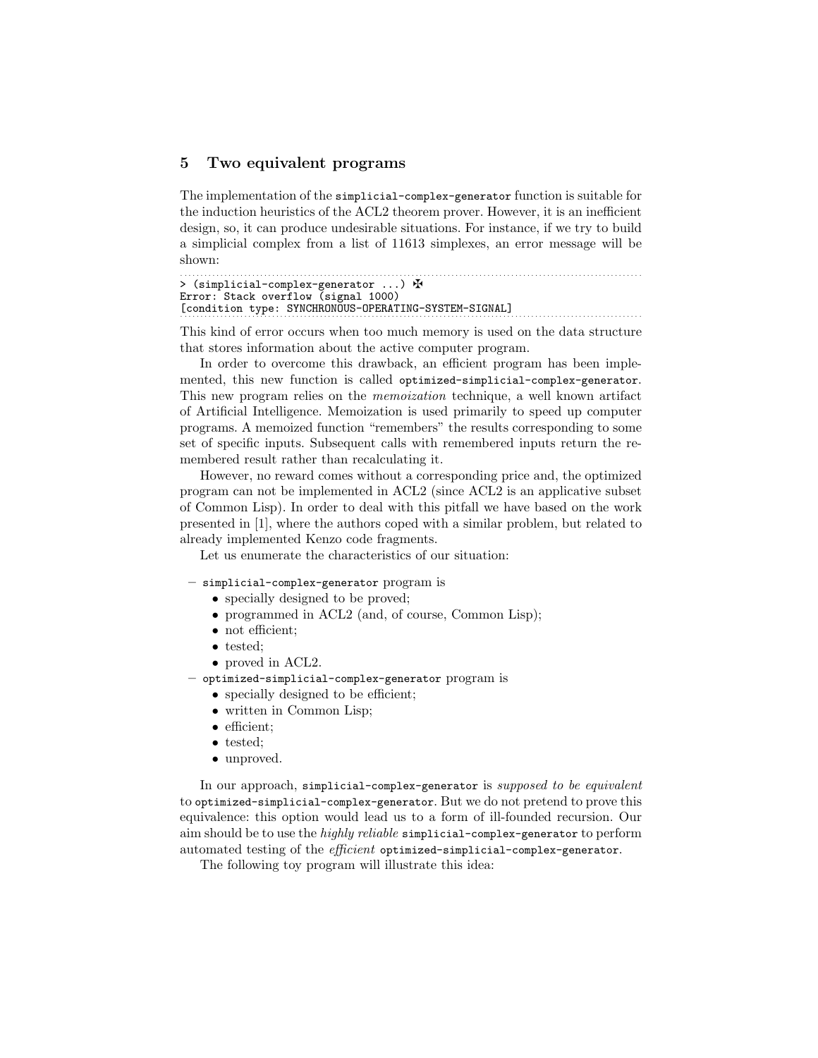## 5 Two equivalent programs

The implementation of the `simplicial-complex-generator` function is suitable for the induction heuristics of the ACL2 theorem prover. However, it is an inefficient design, so, it can produce undesirable situations. For instance, if we try to build a simplicial complex from a list of 11613 simplexes, an error message will be shown:

```
> (simplicial-complex-generator ...) ✠
Error: Stack overflow (signal 1000)
[condition type: SYNCHRONOUS-OPERATING-SYSTEM-SIGNAL]
```

This kind of error occurs when too much memory is used on the data structure that stores information about the active computer program.

In order to overcome this drawback, an efficient program has been implemented, this new function is called `optimized-simplicial-complex-generator`. This new program relies on the *memoization* technique, a well known artifact of Artificial Intelligence. Memoization is used primarily to speed up computer programs. A memoized function "remembers" the results corresponding to some set of specific inputs. Subsequent calls with remembered inputs return the remembered result rather than recalculating it.

However, no reward comes without a corresponding price and, the optimized program can not be implemented in ACL2 (since ACL2 is an applicative subset of Common Lisp). In order to deal with this pitfall we have based on the work presented in [1], where the authors coped with a similar problem, but related to already implemented Kenzo code fragments.

Let us enumerate the characteristics of our situation:

- `simplicial-complex-generator` program is
  - specially designed to be proved;
  - programmed in ACL2 (and, of course, Common Lisp);
  - not efficient;
  - tested;
  - proved in ACL2.
- `optimized-simplicial-complex-generator` program is
  - specially designed to be efficient;
  - written in Common Lisp;
  - efficient;
  - tested;
  - unproved.

In our approach, `simplicial-complex-generator` is *supposed to be equivalent* to `optimized-simplicial-complex-generator`. But we do not pretend to prove this equivalence: this option would lead us to a form of ill-founded recursion. Our aim should be to use the *highly reliable* `simplicial-complex-generator` to perform automated testing of the *efficient* `optimized-simplicial-complex-generator`.

The following toy program will illustrate this idea: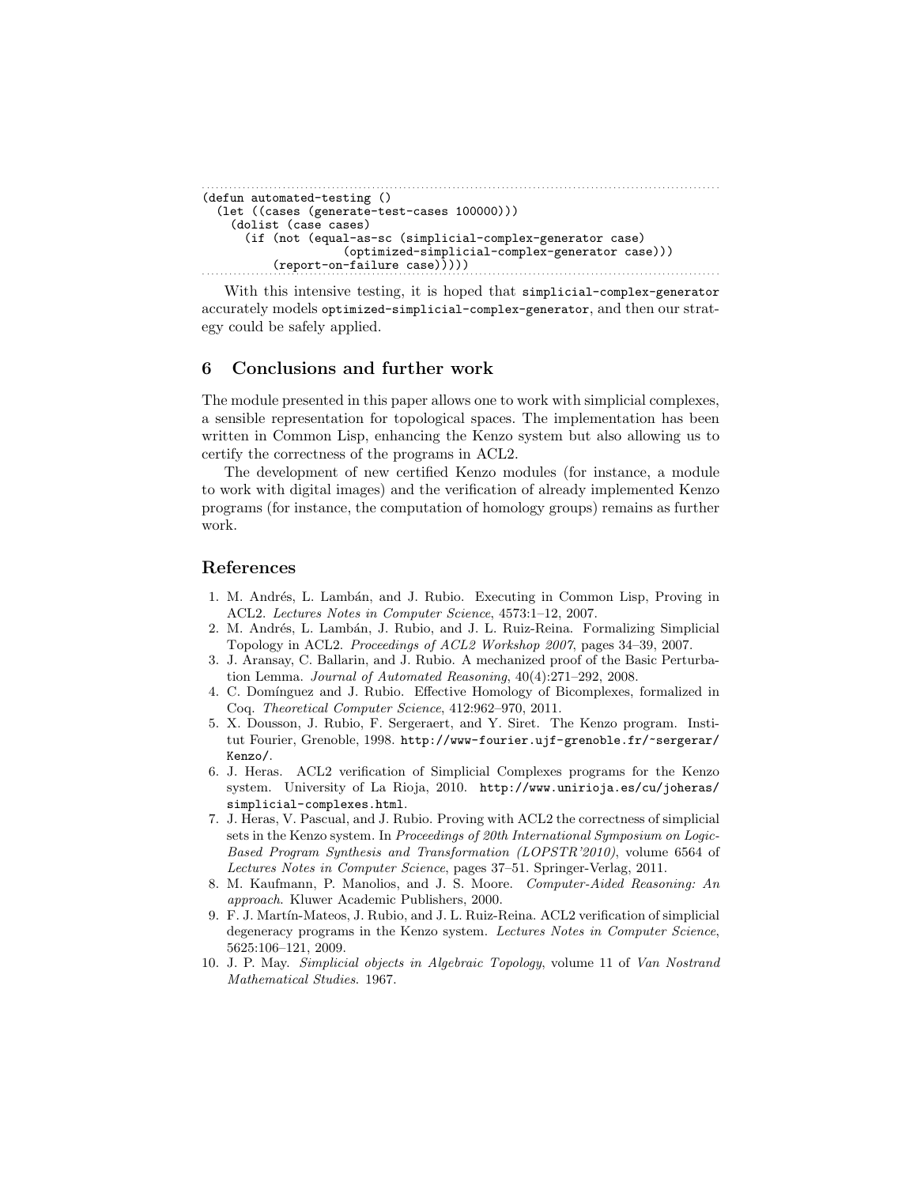```
(defun automated-testing ()
  (let ((cases (generate-test-cases 100000)))
    (dolist (case cases)
      (if (not (equal-as-sc (simplicial-complex-generator case)
                  (optimized-simplicial-complex-generator case)))
          (report-on-failure case)))))
```

With this intensive testing, it is hoped that `simplicial-complex-generator` accurately models `optimized-simplicial-complex-generator`, and then our strategy could be safely applied.

## 6 Conclusions and further work

The module presented in this paper allows one to work with simplicial complexes, a sensible representation for topological spaces. The implementation has been written in Common Lisp, enhancing the Kenzo system but also allowing us to certify the correctness of the programs in ACL2.

The development of new certified Kenzo modules (for instance, a module to work with digital images) and the verification of already implemented Kenzo programs (for instance, the computation of homology groups) remains as further work.

## References

1. M. Andrés, L. Lambán, and J. Rubio. Executing in Common Lisp, Proving in ACL2. *Lectures Notes in Computer Science*, 4573:1–12, 2007.
2. M. Andrés, L. Lambán, J. Rubio, and J. L. Ruiz-Reina. Formalizing Simplicial Topology in ACL2. *Proceedings of ACL2 Workshop 2007*, pages 34–39, 2007.
3. J. Aransay, C. Ballarin, and J. Rubio. A mechanized proof of the Basic Perturbation Lemma. *Journal of Automated Reasoning*, 40(4):271–292, 2008.
4. C. Domínguez and J. Rubio. Effective Homology of Bicomplexes, formalized in Coq. *Theoretical Computer Science*, 412:962–970, 2011.
5. X. Dousson, J. Rubio, F. Sergeraert, and Y. Siret. The Kenzo program. Institut Fourier, Grenoble, 1998. `http://www-fourier.ujf-grenoble.fr/~sergerar/Kenzo/`.
6. J. Heras. ACL2 verification of Simplicial Complexes programs for the Kenzo system. University of La Rioja, 2010. `http://www.unirioja.es/cu/joheras/simplicial-complexes.html`.
7. J. Heras, V. Pascual, and J. Rubio. Proving with ACL2 the correctness of simplicial sets in the Kenzo system. In *Proceedings of 20th International Symposium on Logic-Based Program Synthesis and Transformation (LOPSTR'2010)*, volume 6564 of *Lectures Notes in Computer Science*, pages 37–51. Springer-Verlag, 2011.
8. M. Kaufmann, P. Manolios, and J. S. Moore. *Computer-Aided Reasoning: An approach*. Kluwer Academic Publishers, 2000.
9. F. J. Martín-Mateos, J. Rubio, and J. L. Ruiz-Reina. ACL2 verification of simplicial degeneracy programs in the Kenzo system. *Lectures Notes in Computer Science*, 5625:106–121, 2009.
10. J. P. May. *Simplicial objects in Algebraic Topology*, volume 11 of *Van Nostrand Mathematical Studies*. 1967.